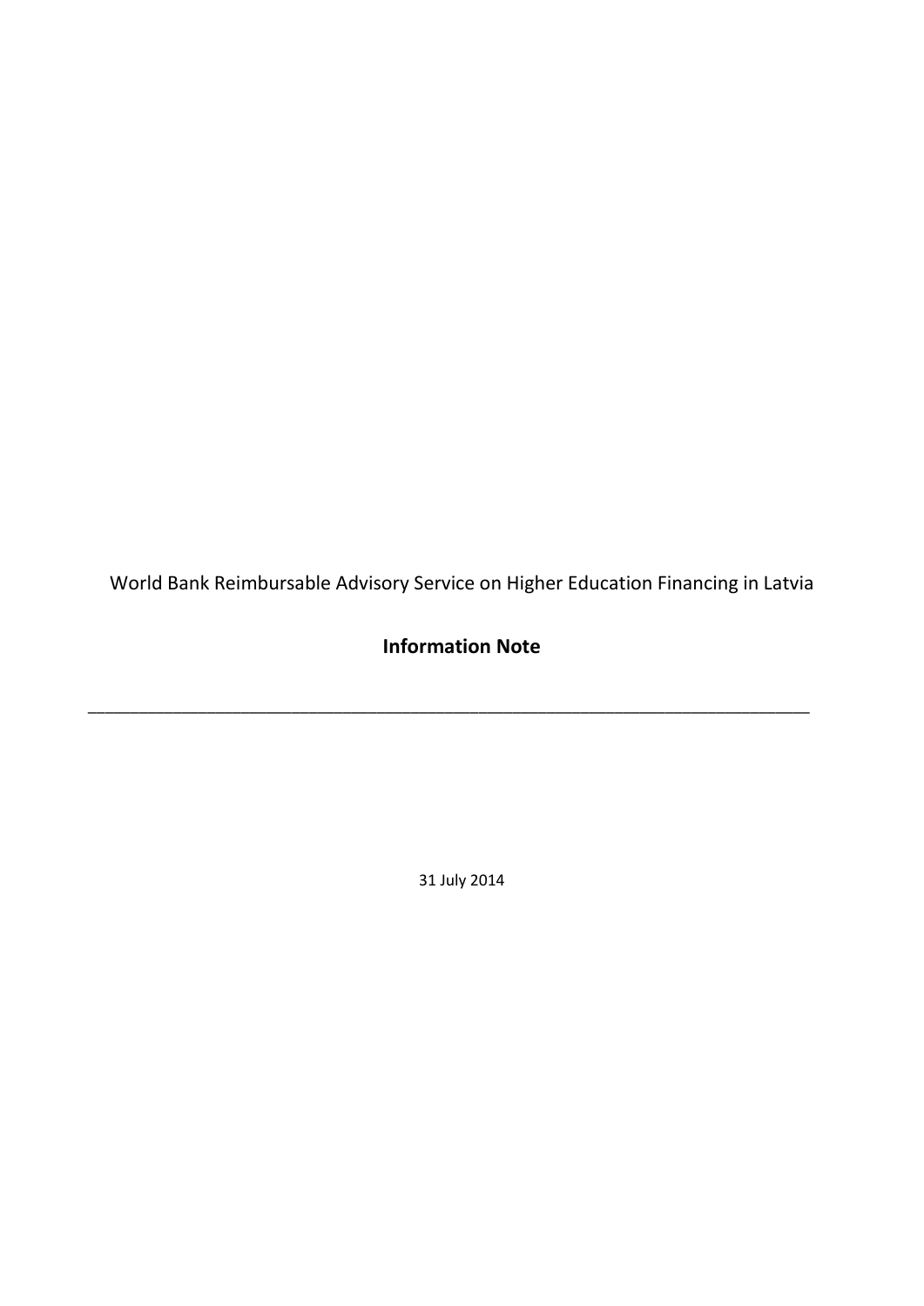World Bank Reimbursable Advisory Service on Higher Education Financing in Latvia

# Information Note

---

31 July 2014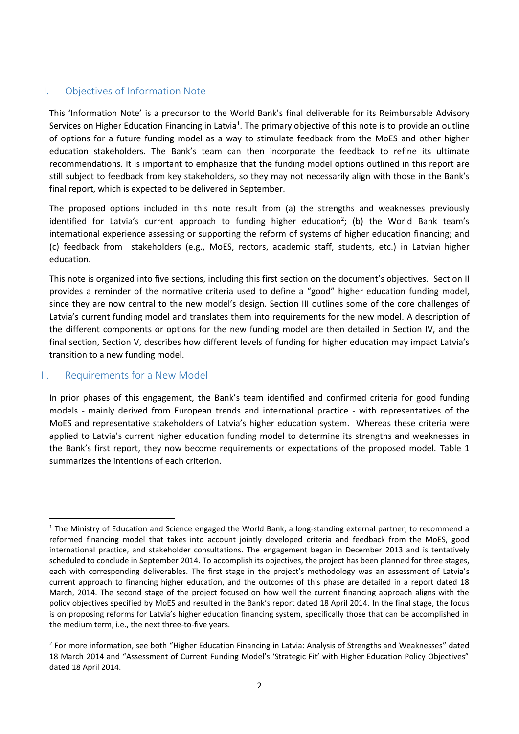## I. Objectives of Information Note

This 'Information Note' is a precursor to the World Bank's final deliverable for its Reimbursable Advisory Services on Higher Education Financing in Latvia[1]. The primary objective of this note is to provide an outline of options for a future funding model as a way to stimulate feedback from the MoES and other higher education stakeholders. The Bank's team can then incorporate the feedback to refine its ultimate recommendations. It is important to emphasize that the funding model options outlined in this report are still subject to feedback from key stakeholders, so they may not necessarily align with those in the Bank's final report, which is expected to be delivered in September.

The proposed options included in this note result from (a) the strengths and weaknesses previously identified for Latvia's current approach to funding higher education[2]; (b) the World Bank team's international experience assessing or supporting the reform of systems of higher education financing; and (c) feedback from stakeholders (e.g., MoES, rectors, academic staff, students, etc.) in Latvian higher education.

This note is organized into five sections, including this first section on the document's objectives. Section II provides a reminder of the normative criteria used to define a "good" higher education funding model, since they are now central to the new model's design. Section III outlines some of the core challenges of Latvia's current funding model and translates them into requirements for the new model. A description of the different components or options for the new funding model are then detailed in Section IV, and the final section, Section V, describes how different levels of funding for higher education may impact Latvia's transition to a new funding model.

## II. Requirements for a New Model

In prior phases of this engagement, the Bank's team identified and confirmed criteria for good funding models - mainly derived from European trends and international practice - with representatives of the MoES and representative stakeholders of Latvia's higher education system. Whereas these criteria were applied to Latvia's current higher education funding model to determine its strengths and weaknesses in the Bank's first report, they now become requirements or expectations of the proposed model. Table 1 summarizes the intentions of each criterion.

---

[1] The Ministry of Education and Science engaged the World Bank, a long-standing external partner, to recommend a reformed financing model that takes into account jointly developed criteria and feedback from the MoES, good international practice, and stakeholder consultations. The engagement began in December 2013 and is tentatively scheduled to conclude in September 2014. To accomplish its objectives, the project has been planned for three stages, each with corresponding deliverables. The first stage in the project's methodology was an assessment of Latvia's current approach to financing higher education, and the outcomes of this phase are detailed in a report dated 18 March, 2014. The second stage of the project focused on how well the current financing approach aligns with the policy objectives specified by MoES and resulted in the Bank's report dated 18 April 2014. In the final stage, the focus is on proposing reforms for Latvia's higher education financing system, specifically those that can be accomplished in the medium term, i.e., the next three-to-five years.

[2] For more information, see both "Higher Education Financing in Latvia: Analysis of Strengths and Weaknesses" dated 18 March 2014 and "Assessment of Current Funding Model's 'Strategic Fit' with Higher Education Policy Objectives" dated 18 April 2014.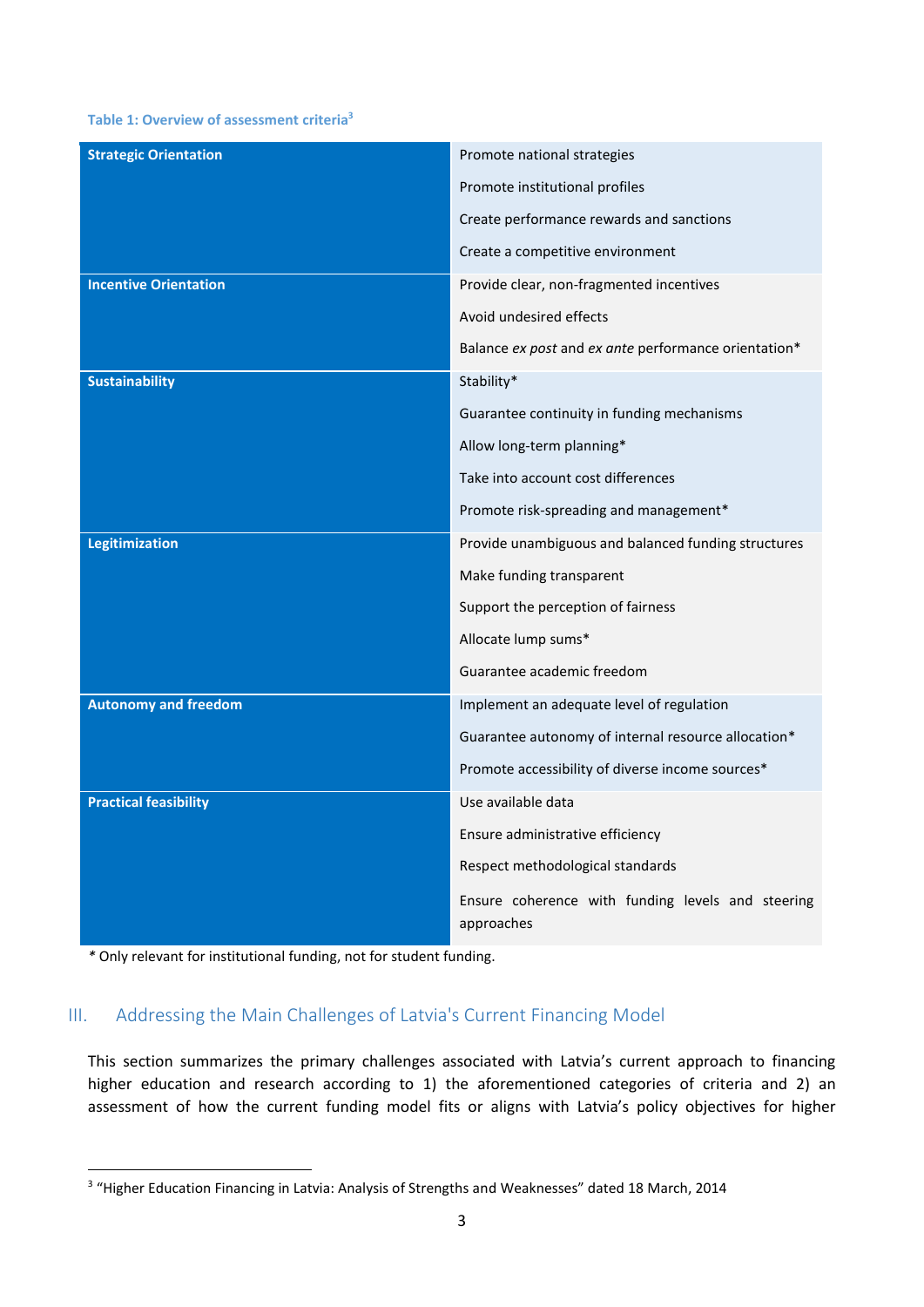**Table 1: Overview of assessment criteria**[3]

| | |
|---|---|
| **Strategic Orientation** | Promote national strategies |
| | Promote institutional profiles |
| | Create performance rewards and sanctions |
| | Create a competitive environment |
| **Incentive Orientation** | Provide clear, non-fragmented incentives |
| | Avoid undesired effects |
| | Balance *ex post* and *ex ante* performance orientation* |
| **Sustainability** | Stability* |
| | Guarantee continuity in funding mechanisms |
| | Allow long-term planning* |
| | Take into account cost differences |
| | Promote risk-spreading and management* |
| **Legitimization** | Provide unambiguous and balanced funding structures |
| | Make funding transparent |
| | Support the perception of fairness |
| | Allocate lump sums* |
| | Guarantee academic freedom |
| **Autonomy and freedom** | Implement an adequate level of regulation |
| | Guarantee autonomy of internal resource allocation* |
| | Promote accessibility of diverse income sources* |
| **Practical feasibility** | Use available data |
| | Ensure administrative efficiency |
| | Respect methodological standards |
| | Ensure coherence with funding levels and steering approaches |

\* Only relevant for institutional funding, not for student funding.

## III. Addressing the Main Challenges of Latvia's Current Financing Model

This section summarizes the primary challenges associated with Latvia's current approach to financing higher education and research according to 1) the aforementioned categories of criteria and 2) an assessment of how the current funding model fits or aligns with Latvia's policy objectives for higher

[3] "Higher Education Financing in Latvia: Analysis of Strengths and Weaknesses" dated 18 March, 2014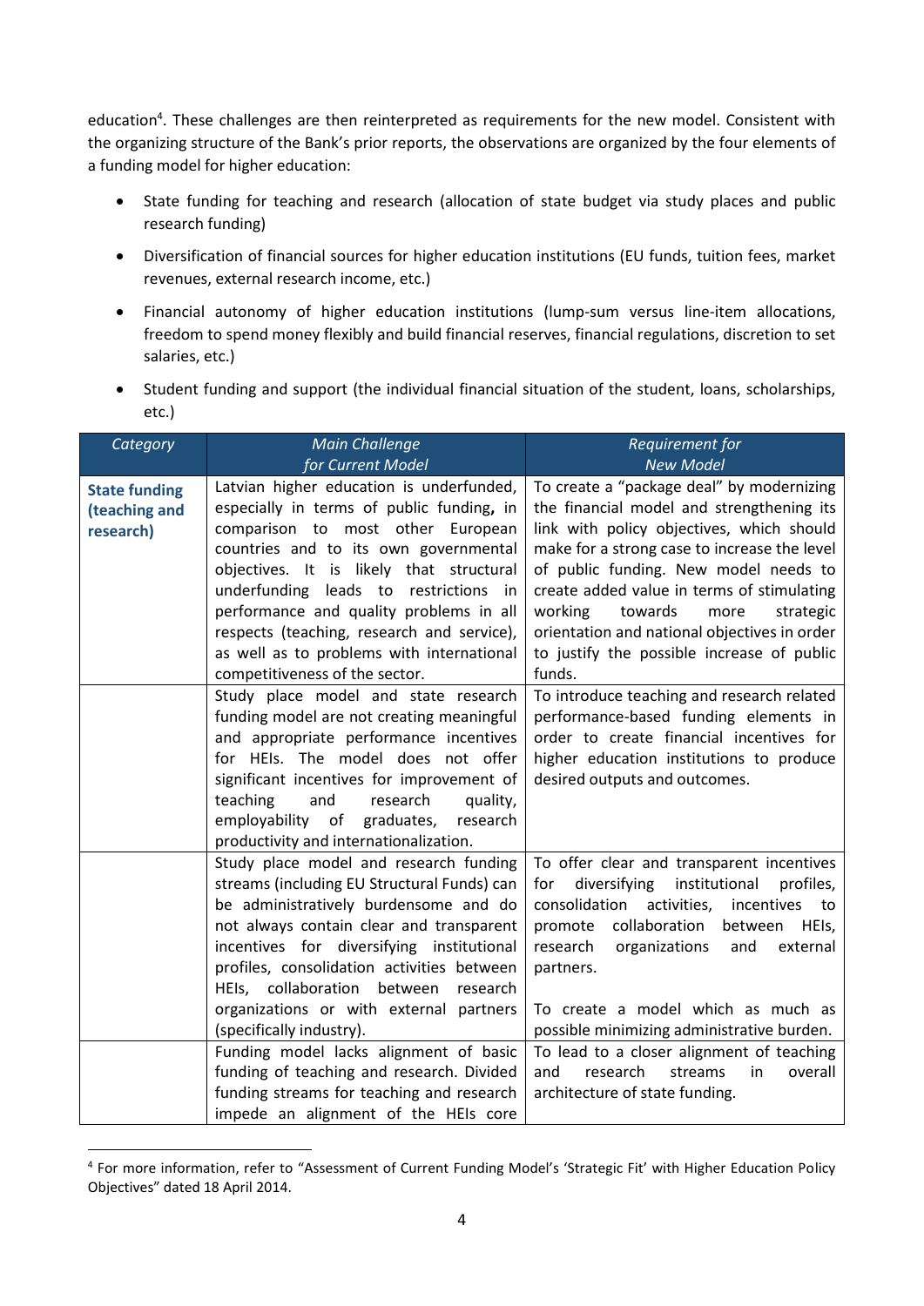education[4]. These challenges are then reinterpreted as requirements for the new model. Consistent with the organizing structure of the Bank's prior reports, the observations are organized by the four elements of a funding model for higher education:

- State funding for teaching and research (allocation of state budget via study places and public research funding)
- Diversification of financial sources for higher education institutions (EU funds, tuition fees, market revenues, external research income, etc.)
- Financial autonomy of higher education institutions (lump-sum versus line-item allocations, freedom to spend money flexibly and build financial reserves, financial regulations, discretion to set salaries, etc.)
- Student funding and support (the individual financial situation of the student, loans, scholarships, etc.)

| *Category* | *Main Challenge for Current Model* | *Requirement for New Model* |
|---|---|---|
| **State funding (teaching and research)** | Latvian higher education is underfunded, especially in terms of public funding**,** in comparison to most other European countries and to its own governmental objectives. It is likely that structural underfunding leads to restrictions in performance and quality problems in all respects (teaching, research and service), as well as to problems with international competitiveness of the sector. | To create a "package deal" by modernizing the financial model and strengthening its link with policy objectives, which should make for a strong case to increase the level of public funding. New model needs to create added value in terms of stimulating working towards more strategic orientation and national objectives in order to justify the possible increase of public funds. |
| | Study place model and state research funding model are not creating meaningful and appropriate performance incentives for HEIs. The model does not offer significant incentives for improvement of teaching and research quality, employability of graduates, research productivity and internationalization. | To introduce teaching and research related performance-based funding elements in order to create financial incentives for higher education institutions to produce desired outputs and outcomes. |
| | Study place model and research funding streams (including EU Structural Funds) can be administratively burdensome and do not always contain clear and transparent incentives for diversifying institutional profiles, consolidation activities between HEIs, collaboration between research organizations or with external partners (specifically industry). | To offer clear and transparent incentives for diversifying institutional profiles, consolidation activities, incentives to promote collaboration between HEIs, research organizations and external partners.<br><br>To create a model which as much as possible minimizing administrative burden. |
| | Funding model lacks alignment of basic funding of teaching and research. Divided funding streams for teaching and research impede an alignment of the HEIs core | To lead to a closer alignment of teaching and research streams in overall architecture of state funding. |

[4] For more information, refer to "Assessment of Current Funding Model's 'Strategic Fit' with Higher Education Policy Objectives" dated 18 April 2014.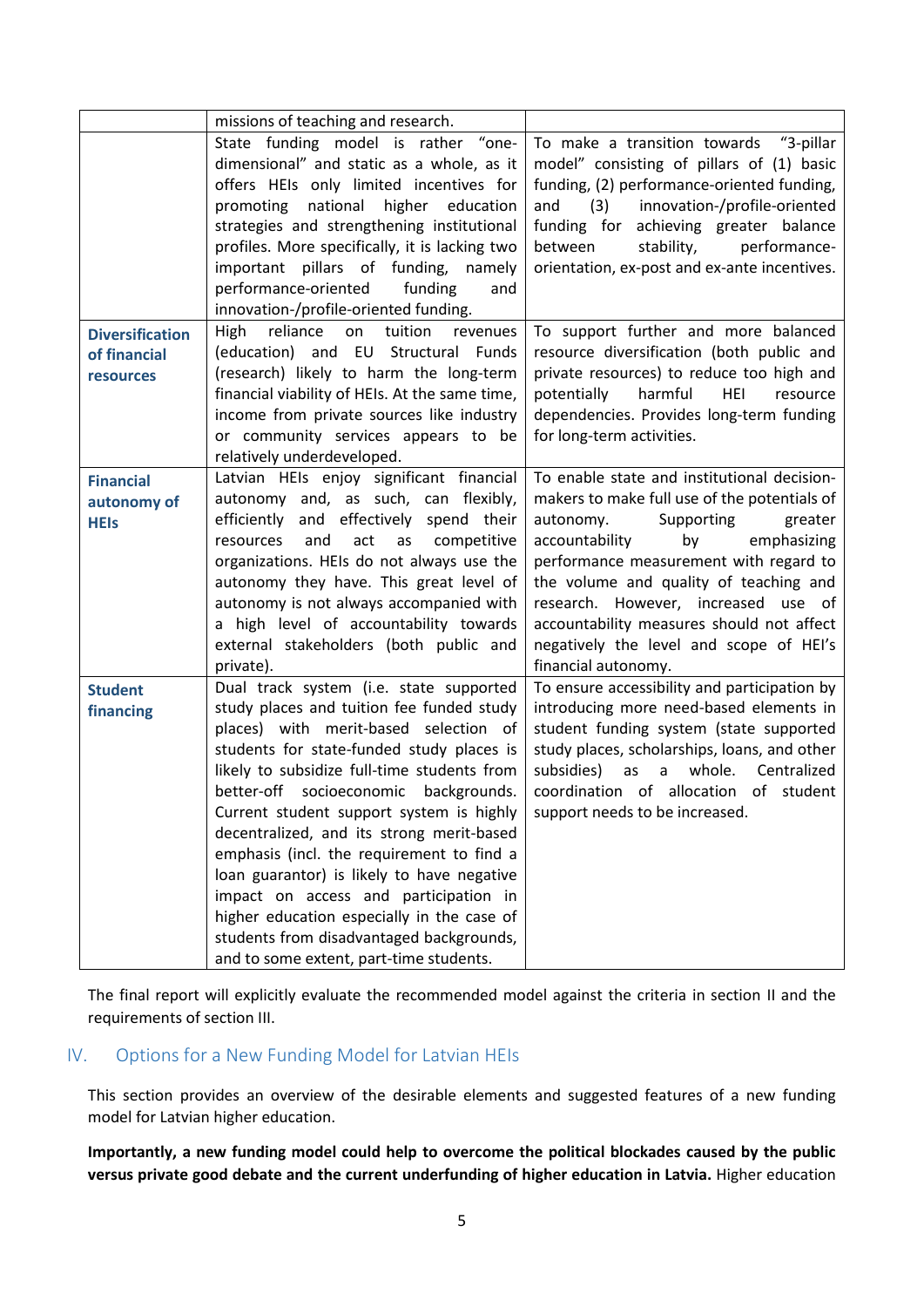| | | |
|---|---|---|
| | missions of teaching and research. | |
| | State funding model is rather "one-dimensional" and static as a whole, as it offers HEIs only limited incentives for promoting national higher education strategies and strengthening institutional profiles. More specifically, it is lacking two important pillars of funding, namely performance-oriented funding and innovation-/profile-oriented funding. | To make a transition towards "3-pillar model" consisting of pillars of (1) basic funding, (2) performance-oriented funding, and (3) innovation-/profile-oriented funding for achieving greater balance between stability, performance-orientation, ex-post and ex-ante incentives. |
| **Diversification of financial resources** | High reliance on tuition revenues (education) and EU Structural Funds (research) likely to harm the long-term financial viability of HEIs. At the same time, income from private sources like industry or community services appears to be relatively underdeveloped. | To support further and more balanced resource diversification (both public and private resources) to reduce too high and potentially harmful HEI resource dependencies. Provides long-term funding for long-term activities. |
| **Financial autonomy of HEIs** | Latvian HEIs enjoy significant financial autonomy and, as such, can flexibly, efficiently and effectively spend their resources and act as competitive organizations. HEIs do not always use the autonomy they have. This great level of autonomy is not always accompanied with a high level of accountability towards external stakeholders (both public and private). | To enable state and institutional decision-makers to make full use of the potentials of autonomy. Supporting greater accountability by emphasizing performance measurement with regard to the volume and quality of teaching and research. However, increased use of accountability measures should not affect negatively the level and scope of HEI's financial autonomy. |
| **Student financing** | Dual track system (i.e. state supported study places and tuition fee funded study places) with merit-based selection of students for state-funded study places is likely to subsidize full-time students from better-off socioeconomic backgrounds. Current student support system is highly decentralized, and its strong merit-based emphasis (incl. the requirement to find a loan guarantor) is likely to have negative impact on access and participation in higher education especially in the case of students from disadvantaged backgrounds, and to some extent, part-time students. | To ensure accessibility and participation by introducing more need-based elements in student funding system (state supported study places, scholarships, loans, and other subsidies) as a whole. Centralized coordination of allocation of student support needs to be increased. |

The final report will explicitly evaluate the recommended model against the criteria in section II and the requirements of section III.

## IV. Options for a New Funding Model for Latvian HEIs

This section provides an overview of the desirable elements and suggested features of a new funding model for Latvian higher education.

**Importantly, a new funding model could help to overcome the political blockades caused by the public versus private good debate and the current underfunding of higher education in Latvia.** Higher education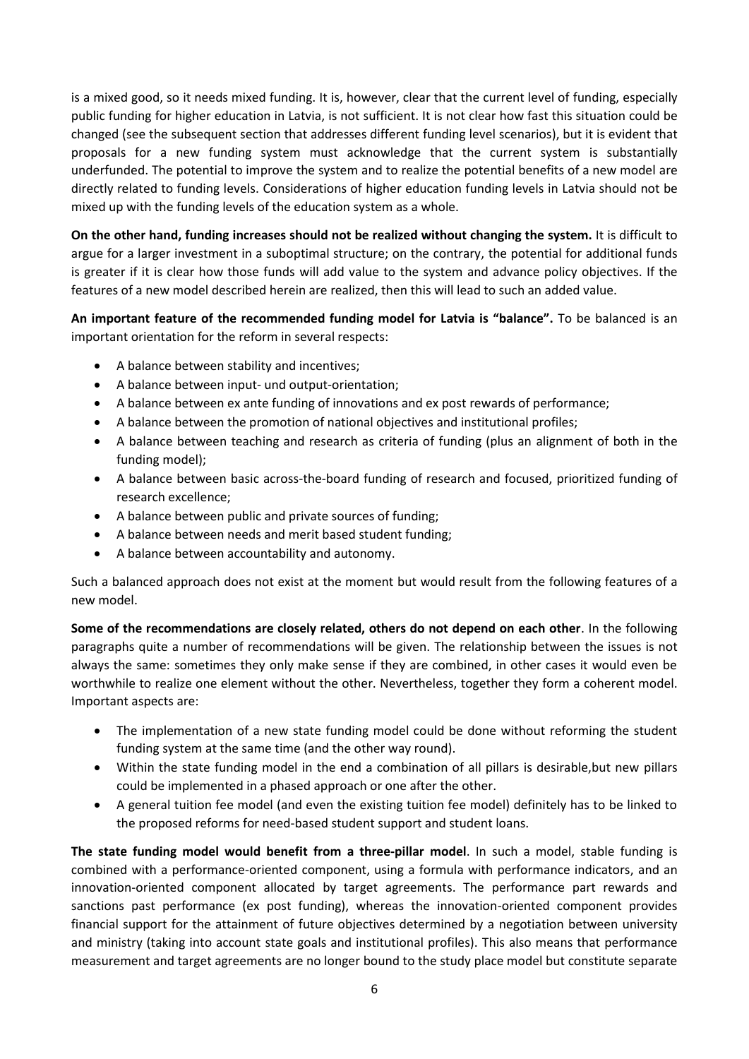is a mixed good, so it needs mixed funding. It is, however, clear that the current level of funding, especially public funding for higher education in Latvia, is not sufficient. It is not clear how fast this situation could be changed (see the subsequent section that addresses different funding level scenarios), but it is evident that proposals for a new funding system must acknowledge that the current system is substantially underfunded. The potential to improve the system and to realize the potential benefits of a new model are directly related to funding levels. Considerations of higher education funding levels in Latvia should not be mixed up with the funding levels of the education system as a whole.

**On the other hand, funding increases should not be realized without changing the system.** It is difficult to argue for a larger investment in a suboptimal structure; on the contrary, the potential for additional funds is greater if it is clear how those funds will add value to the system and advance policy objectives. If the features of a new model described herein are realized, then this will lead to such an added value.

**An important feature of the recommended funding model for Latvia is "balance".** To be balanced is an important orientation for the reform in several respects:

- A balance between stability and incentives;
- A balance between input- und output-orientation;
- A balance between ex ante funding of innovations and ex post rewards of performance;
- A balance between the promotion of national objectives and institutional profiles;
- A balance between teaching and research as criteria of funding (plus an alignment of both in the funding model);
- A balance between basic across-the-board funding of research and focused, prioritized funding of research excellence;
- A balance between public and private sources of funding;
- A balance between needs and merit based student funding;
- A balance between accountability and autonomy.

Such a balanced approach does not exist at the moment but would result from the following features of a new model.

**Some of the recommendations are closely related, others do not depend on each other**. In the following paragraphs quite a number of recommendations will be given. The relationship between the issues is not always the same: sometimes they only make sense if they are combined, in other cases it would even be worthwhile to realize one element without the other. Nevertheless, together they form a coherent model. Important aspects are:

- The implementation of a new state funding model could be done without reforming the student funding system at the same time (and the other way round).
- Within the state funding model in the end a combination of all pillars is desirable,but new pillars could be implemented in a phased approach or one after the other.
- A general tuition fee model (and even the existing tuition fee model) definitely has to be linked to the proposed reforms for need-based student support and student loans.

**The state funding model would benefit from a three-pillar model**. In such a model, stable funding is combined with a performance-oriented component, using a formula with performance indicators, and an innovation-oriented component allocated by target agreements. The performance part rewards and sanctions past performance (ex post funding), whereas the innovation-oriented component provides financial support for the attainment of future objectives determined by a negotiation between university and ministry (taking into account state goals and institutional profiles). This also means that performance measurement and target agreements are no longer bound to the study place model but constitute separate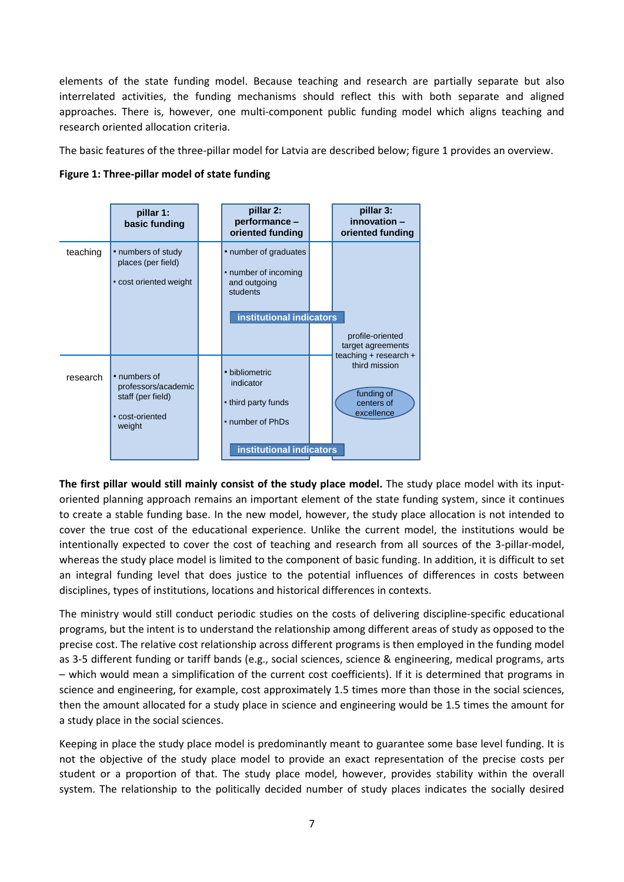elements of the state funding model. Because teaching and research are partially separate but also interrelated activities, the funding mechanisms should reflect this with both separate and aligned approaches. There is, however, one multi-component public funding model which aligns teaching and research oriented allocation criteria.

The basic features of the three-pillar model for Latvia are described below; figure 1 provides an overview.

**Figure 1: Three-pillar model of state funding**

| | pillar 1: basic funding | pillar 2: performance – oriented funding | pillar 3: innovation – oriented funding |
|---|---|---|---|
| teaching | • numbers of study places (per field)<br>• cost oriented weight | • number of graduates<br>• number of incoming and outgoing students<br>**institutional indicators** | profile-oriented target agreements teaching + research + third mission |
| research | • numbers of professors/academic staff (per field)<br>• cost-oriented weight | • bibliometric indicator<br>• third party funds<br>• number of PhDs<br>**institutional indicators** | funding of centers of excellence |

**The first pillar would still mainly consist of the study place model.** The study place model with its input-oriented planning approach remains an important element of the state funding system, since it continues to create a stable funding base. In the new model, however, the study place allocation is not intended to cover the true cost of the educational experience. Unlike the current model, the institutions would be intentionally expected to cover the cost of teaching and research from all sources of the 3-pillar-model, whereas the study place model is limited to the component of basic funding. In addition, it is difficult to set an integral funding level that does justice to the potential influences of differences in costs between disciplines, types of institutions, locations and historical differences in contexts.

The ministry would still conduct periodic studies on the costs of delivering discipline-specific educational programs, but the intent is to understand the relationship among different areas of study as opposed to the precise cost. The relative cost relationship across different programs is then employed in the funding model as 3-5 different funding or tariff bands (e.g., social sciences, science & engineering, medical programs, arts – which would mean a simplification of the current cost coefficients). If it is determined that programs in science and engineering, for example, cost approximately 1.5 times more than those in the social sciences, then the amount allocated for a study place in science and engineering would be 1.5 times the amount for a study place in the social sciences.

Keeping in place the study place model is predominantly meant to guarantee some base level funding. It is not the objective of the study place model to provide an exact representation of the precise costs per student or a proportion of that. The study place model, however, provides stability within the overall system. The relationship to the politically decided number of study places indicates the socially desired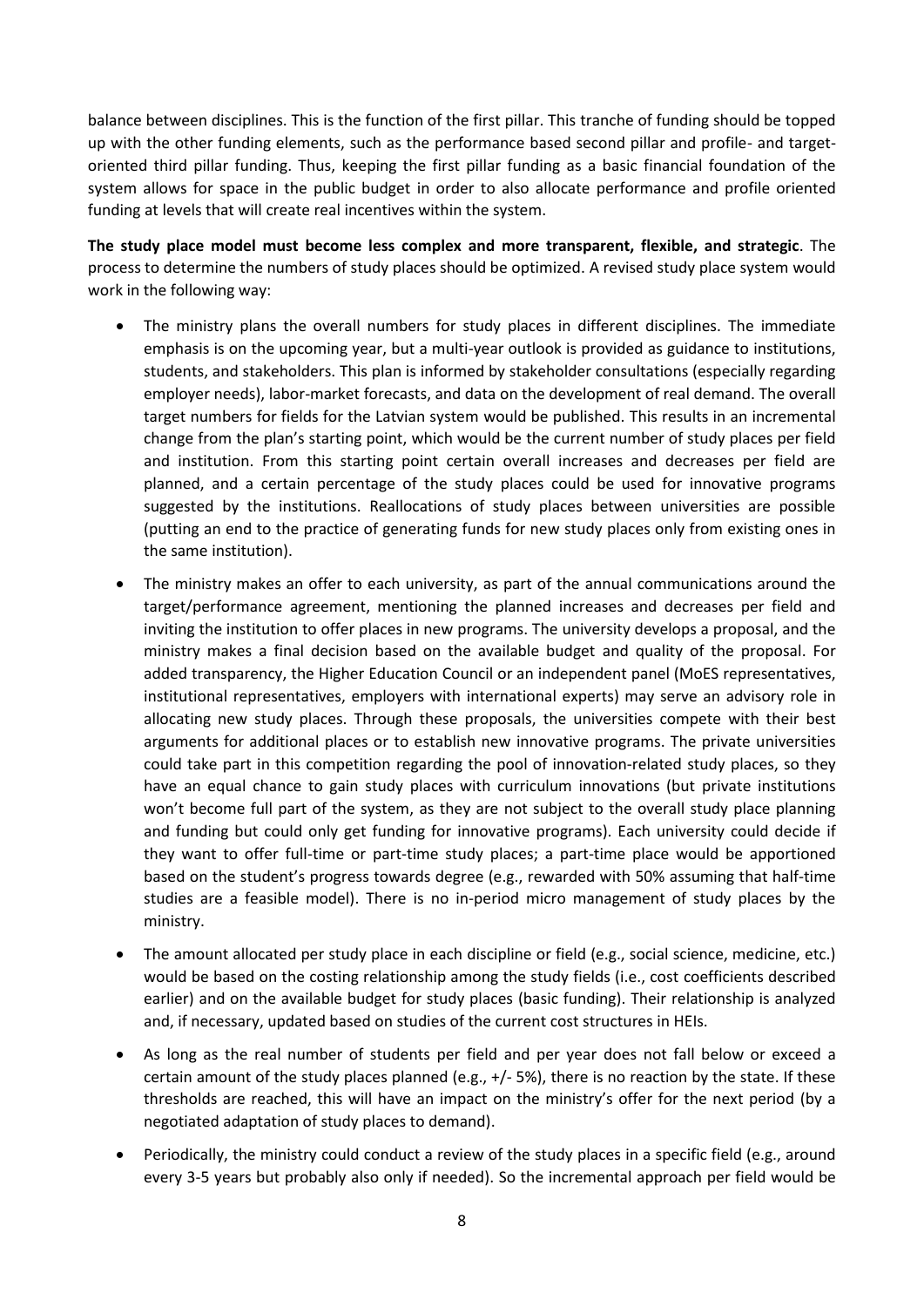balance between disciplines. This is the function of the first pillar. This tranche of funding should be topped up with the other funding elements, such as the performance based second pillar and profile- and target-oriented third pillar funding. Thus, keeping the first pillar funding as a basic financial foundation of the system allows for space in the public budget in order to also allocate performance and profile oriented funding at levels that will create real incentives within the system.

**The study place model must become less complex and more transparent, flexible, and strategic**. The process to determine the numbers of study places should be optimized. A revised study place system would work in the following way:

- The ministry plans the overall numbers for study places in different disciplines. The immediate emphasis is on the upcoming year, but a multi-year outlook is provided as guidance to institutions, students, and stakeholders. This plan is informed by stakeholder consultations (especially regarding employer needs), labor-market forecasts, and data on the development of real demand. The overall target numbers for fields for the Latvian system would be published. This results in an incremental change from the plan's starting point, which would be the current number of study places per field and institution. From this starting point certain overall increases and decreases per field are planned, and a certain percentage of the study places could be used for innovative programs suggested by the institutions. Reallocations of study places between universities are possible (putting an end to the practice of generating funds for new study places only from existing ones in the same institution).
- The ministry makes an offer to each university, as part of the annual communications around the target/performance agreement, mentioning the planned increases and decreases per field and inviting the institution to offer places in new programs. The university develops a proposal, and the ministry makes a final decision based on the available budget and quality of the proposal. For added transparency, the Higher Education Council or an independent panel (MoES representatives, institutional representatives, employers with international experts) may serve an advisory role in allocating new study places. Through these proposals, the universities compete with their best arguments for additional places or to establish new innovative programs. The private universities could take part in this competition regarding the pool of innovation-related study places, so they have an equal chance to gain study places with curriculum innovations (but private institutions won't become full part of the system, as they are not subject to the overall study place planning and funding but could only get funding for innovative programs). Each university could decide if they want to offer full-time or part-time study places; a part-time place would be apportioned based on the student's progress towards degree (e.g., rewarded with 50% assuming that half-time studies are a feasible model). There is no in-period micro management of study places by the ministry.
- The amount allocated per study place in each discipline or field (e.g., social science, medicine, etc.) would be based on the costing relationship among the study fields (i.e., cost coefficients described earlier) and on the available budget for study places (basic funding). Their relationship is analyzed and, if necessary, updated based on studies of the current cost structures in HEIs.
- As long as the real number of students per field and per year does not fall below or exceed a certain amount of the study places planned (e.g., +/- 5%), there is no reaction by the state. If these thresholds are reached, this will have an impact on the ministry's offer for the next period (by a negotiated adaptation of study places to demand).
- Periodically, the ministry could conduct a review of the study places in a specific field (e.g., around every 3-5 years but probably also only if needed). So the incremental approach per field would be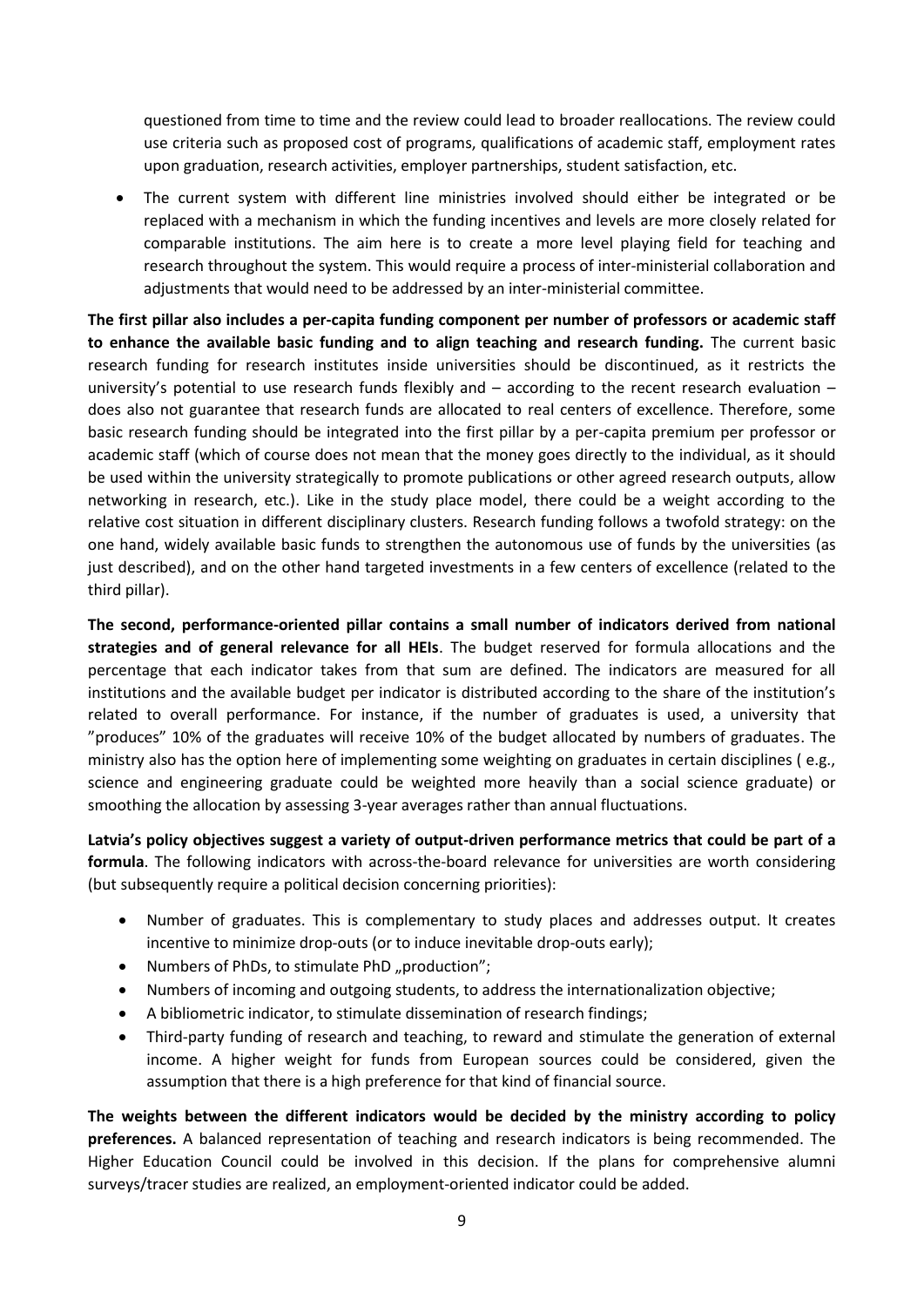questioned from time to time and the review could lead to broader reallocations. The review could use criteria such as proposed cost of programs, qualifications of academic staff, employment rates upon graduation, research activities, employer partnerships, student satisfaction, etc.

- The current system with different line ministries involved should either be integrated or be replaced with a mechanism in which the funding incentives and levels are more closely related for comparable institutions. The aim here is to create a more level playing field for teaching and research throughout the system. This would require a process of inter-ministerial collaboration and adjustments that would need to be addressed by an inter-ministerial committee.

**The first pillar also includes a per-capita funding component per number of professors or academic staff to enhance the available basic funding and to align teaching and research funding.** The current basic research funding for research institutes inside universities should be discontinued, as it restricts the university's potential to use research funds flexibly and – according to the recent research evaluation – does also not guarantee that research funds are allocated to real centers of excellence. Therefore, some basic research funding should be integrated into the first pillar by a per-capita premium per professor or academic staff (which of course does not mean that the money goes directly to the individual, as it should be used within the university strategically to promote publications or other agreed research outputs, allow networking in research, etc.). Like in the study place model, there could be a weight according to the relative cost situation in different disciplinary clusters. Research funding follows a twofold strategy: on the one hand, widely available basic funds to strengthen the autonomous use of funds by the universities (as just described), and on the other hand targeted investments in a few centers of excellence (related to the third pillar).

**The second, performance-oriented pillar contains a small number of indicators derived from national strategies and of general relevance for all HEIs**. The budget reserved for formula allocations and the percentage that each indicator takes from that sum are defined. The indicators are measured for all institutions and the available budget per indicator is distributed according to the share of the institution's related to overall performance. For instance, if the number of graduates is used, a university that "produces" 10% of the graduates will receive 10% of the budget allocated by numbers of graduates. The ministry also has the option here of implementing some weighting on graduates in certain disciplines ( e.g., science and engineering graduate could be weighted more heavily than a social science graduate) or smoothing the allocation by assessing 3-year averages rather than annual fluctuations.

**Latvia's policy objectives suggest a variety of output-driven performance metrics that could be part of a formula**. The following indicators with across-the-board relevance for universities are worth considering (but subsequently require a political decision concerning priorities):

- Number of graduates. This is complementary to study places and addresses output. It creates incentive to minimize drop-outs (or to induce inevitable drop-outs early);
- Numbers of PhDs, to stimulate PhD „production";
- Numbers of incoming and outgoing students, to address the internationalization objective;
- A bibliometric indicator, to stimulate dissemination of research findings;
- Third-party funding of research and teaching, to reward and stimulate the generation of external income. A higher weight for funds from European sources could be considered, given the assumption that there is a high preference for that kind of financial source.

**The weights between the different indicators would be decided by the ministry according to policy preferences.** A balanced representation of teaching and research indicators is being recommended. The Higher Education Council could be involved in this decision. If the plans for comprehensive alumni surveys/tracer studies are realized, an employment-oriented indicator could be added.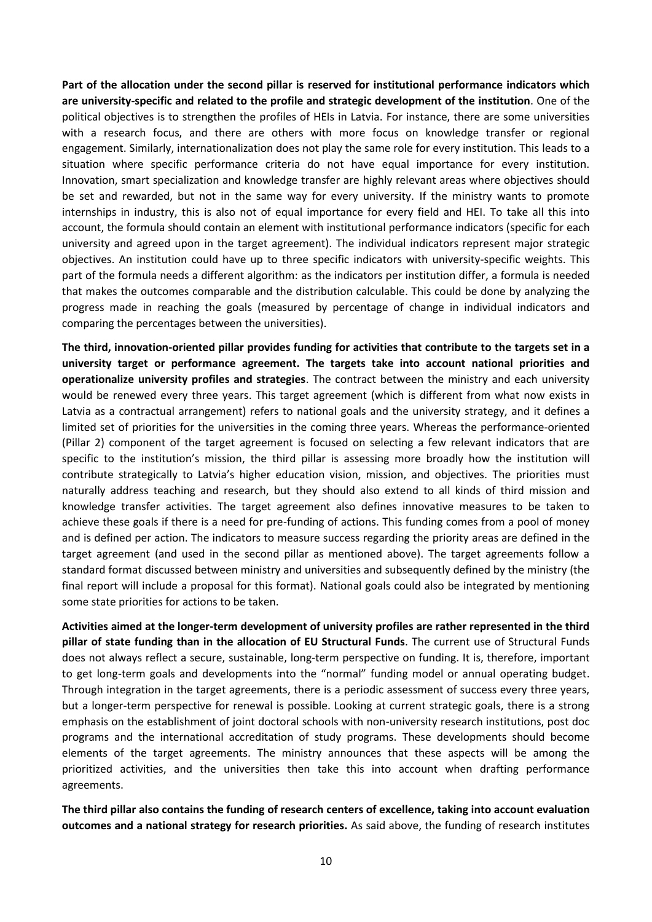**Part of the allocation under the second pillar is reserved for institutional performance indicators which are university-specific and related to the profile and strategic development of the institution**. One of the political objectives is to strengthen the profiles of HEIs in Latvia. For instance, there are some universities with a research focus, and there are others with more focus on knowledge transfer or regional engagement. Similarly, internationalization does not play the same role for every institution. This leads to a situation where specific performance criteria do not have equal importance for every institution. Innovation, smart specialization and knowledge transfer are highly relevant areas where objectives should be set and rewarded, but not in the same way for every university. If the ministry wants to promote internships in industry, this is also not of equal importance for every field and HEI. To take all this into account, the formula should contain an element with institutional performance indicators (specific for each university and agreed upon in the target agreement). The individual indicators represent major strategic objectives. An institution could have up to three specific indicators with university-specific weights. This part of the formula needs a different algorithm: as the indicators per institution differ, a formula is needed that makes the outcomes comparable and the distribution calculable. This could be done by analyzing the progress made in reaching the goals (measured by percentage of change in individual indicators and comparing the percentages between the universities).

**The third, innovation-oriented pillar provides funding for activities that contribute to the targets set in a university target or performance agreement. The targets take into account national priorities and operationalize university profiles and strategies**. The contract between the ministry and each university would be renewed every three years. This target agreement (which is different from what now exists in Latvia as a contractual arrangement) refers to national goals and the university strategy, and it defines a limited set of priorities for the universities in the coming three years. Whereas the performance-oriented (Pillar 2) component of the target agreement is focused on selecting a few relevant indicators that are specific to the institution's mission, the third pillar is assessing more broadly how the institution will contribute strategically to Latvia's higher education vision, mission, and objectives. The priorities must naturally address teaching and research, but they should also extend to all kinds of third mission and knowledge transfer activities. The target agreement also defines innovative measures to be taken to achieve these goals if there is a need for pre-funding of actions. This funding comes from a pool of money and is defined per action. The indicators to measure success regarding the priority areas are defined in the target agreement (and used in the second pillar as mentioned above). The target agreements follow a standard format discussed between ministry and universities and subsequently defined by the ministry (the final report will include a proposal for this format). National goals could also be integrated by mentioning some state priorities for actions to be taken.

**Activities aimed at the longer-term development of university profiles are rather represented in the third pillar of state funding than in the allocation of EU Structural Funds**. The current use of Structural Funds does not always reflect a secure, sustainable, long-term perspective on funding. It is, therefore, important to get long-term goals and developments into the "normal" funding model or annual operating budget. Through integration in the target agreements, there is a periodic assessment of success every three years, but a longer-term perspective for renewal is possible. Looking at current strategic goals, there is a strong emphasis on the establishment of joint doctoral schools with non-university research institutions, post doc programs and the international accreditation of study programs. These developments should become elements of the target agreements. The ministry announces that these aspects will be among the prioritized activities, and the universities then take this into account when drafting performance agreements.

**The third pillar also contains the funding of research centers of excellence, taking into account evaluation outcomes and a national strategy for research priorities.** As said above, the funding of research institutes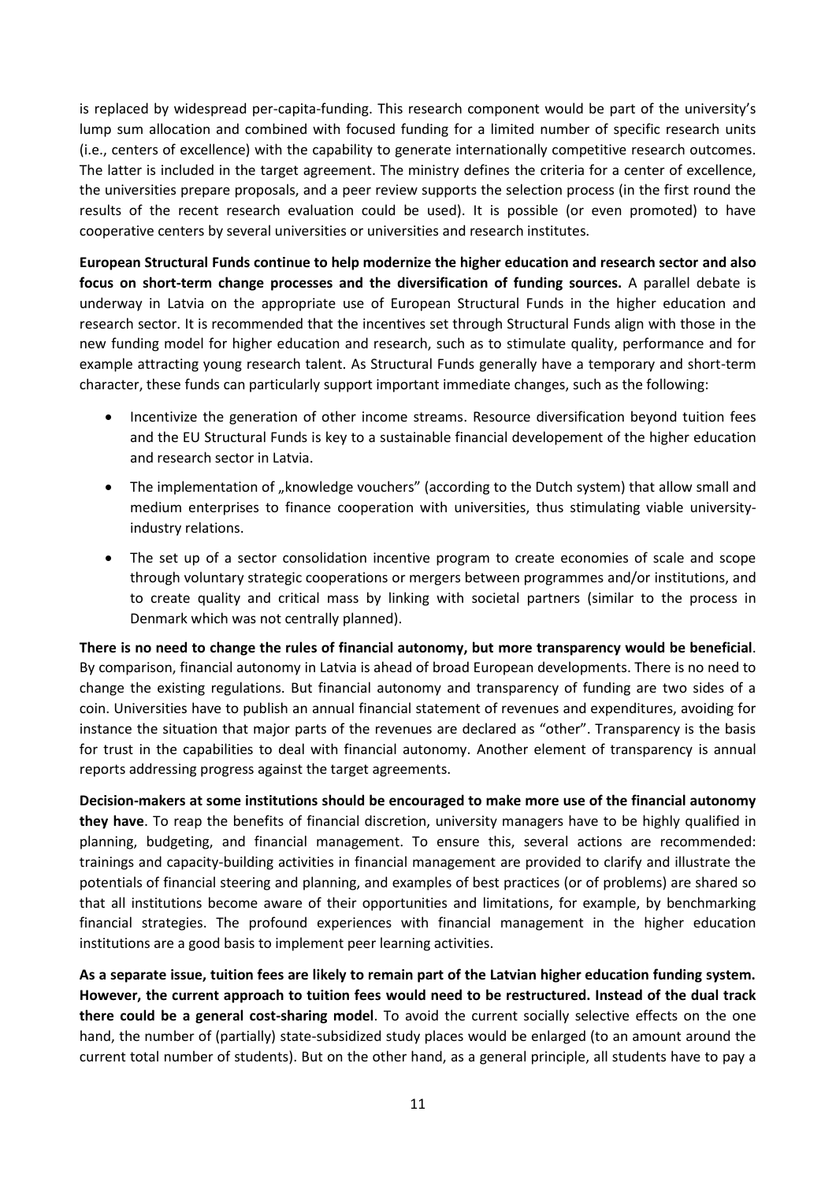is replaced by widespread per-capita-funding. This research component would be part of the university's lump sum allocation and combined with focused funding for a limited number of specific research units (i.e., centers of excellence) with the capability to generate internationally competitive research outcomes. The latter is included in the target agreement. The ministry defines the criteria for a center of excellence, the universities prepare proposals, and a peer review supports the selection process (in the first round the results of the recent research evaluation could be used). It is possible (or even promoted) to have cooperative centers by several universities or universities and research institutes.

**European Structural Funds continue to help modernize the higher education and research sector and also focus on short-term change processes and the diversification of funding sources.** A parallel debate is underway in Latvia on the appropriate use of European Structural Funds in the higher education and research sector. It is recommended that the incentives set through Structural Funds align with those in the new funding model for higher education and research, such as to stimulate quality, performance and for example attracting young research talent. As Structural Funds generally have a temporary and short-term character, these funds can particularly support important immediate changes, such as the following:

- Incentivize the generation of other income streams. Resource diversification beyond tuition fees and the EU Structural Funds is key to a sustainable financial developement of the higher education and research sector in Latvia.
- The implementation of „knowledge vouchers" (according to the Dutch system) that allow small and medium enterprises to finance cooperation with universities, thus stimulating viable university-industry relations.
- The set up of a sector consolidation incentive program to create economies of scale and scope through voluntary strategic cooperations or mergers between programmes and/or institutions, and to create quality and critical mass by linking with societal partners (similar to the process in Denmark which was not centrally planned).

**There is no need to change the rules of financial autonomy, but more transparency would be beneficial**. By comparison, financial autonomy in Latvia is ahead of broad European developments. There is no need to change the existing regulations. But financial autonomy and transparency of funding are two sides of a coin. Universities have to publish an annual financial statement of revenues and expenditures, avoiding for instance the situation that major parts of the revenues are declared as "other". Transparency is the basis for trust in the capabilities to deal with financial autonomy. Another element of transparency is annual reports addressing progress against the target agreements.

**Decision-makers at some institutions should be encouraged to make more use of the financial autonomy they have**. To reap the benefits of financial discretion, university managers have to be highly qualified in planning, budgeting, and financial management. To ensure this, several actions are recommended: trainings and capacity-building activities in financial management are provided to clarify and illustrate the potentials of financial steering and planning, and examples of best practices (or of problems) are shared so that all institutions become aware of their opportunities and limitations, for example, by benchmarking financial strategies. The profound experiences with financial management in the higher education institutions are a good basis to implement peer learning activities.

**As a separate issue, tuition fees are likely to remain part of the Latvian higher education funding system. However, the current approach to tuition fees would need to be restructured. Instead of the dual track there could be a general cost-sharing model**. To avoid the current socially selective effects on the one hand, the number of (partially) state-subsidized study places would be enlarged (to an amount around the current total number of students). But on the other hand, as a general principle, all students have to pay a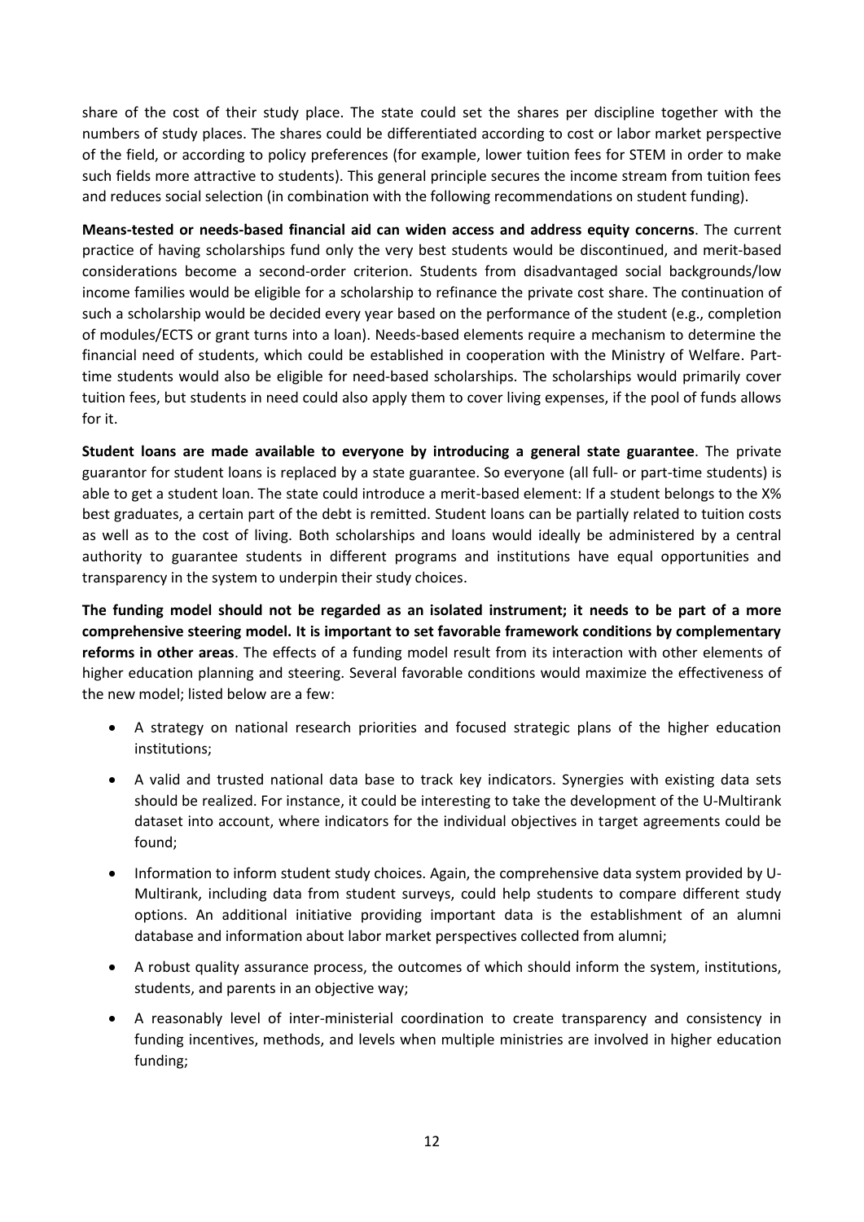share of the cost of their study place. The state could set the shares per discipline together with the numbers of study places. The shares could be differentiated according to cost or labor market perspective of the field, or according to policy preferences (for example, lower tuition fees for STEM in order to make such fields more attractive to students). This general principle secures the income stream from tuition fees and reduces social selection (in combination with the following recommendations on student funding).

**Means-tested or needs-based financial aid can widen access and address equity concerns**. The current practice of having scholarships fund only the very best students would be discontinued, and merit-based considerations become a second-order criterion. Students from disadvantaged social backgrounds/low income families would be eligible for a scholarship to refinance the private cost share. The continuation of such a scholarship would be decided every year based on the performance of the student (e.g., completion of modules/ECTS or grant turns into a loan). Needs-based elements require a mechanism to determine the financial need of students, which could be established in cooperation with the Ministry of Welfare. Part-time students would also be eligible for need-based scholarships. The scholarships would primarily cover tuition fees, but students in need could also apply them to cover living expenses, if the pool of funds allows for it.

**Student loans are made available to everyone by introducing a general state guarantee**. The private guarantor for student loans is replaced by a state guarantee. So everyone (all full- or part-time students) is able to get a student loan. The state could introduce a merit-based element: If a student belongs to the X% best graduates, a certain part of the debt is remitted. Student loans can be partially related to tuition costs as well as to the cost of living. Both scholarships and loans would ideally be administered by a central authority to guarantee students in different programs and institutions have equal opportunities and transparency in the system to underpin their study choices.

**The funding model should not be regarded as an isolated instrument; it needs to be part of a more comprehensive steering model. It is important to set favorable framework conditions by complementary reforms in other areas**. The effects of a funding model result from its interaction with other elements of higher education planning and steering. Several favorable conditions would maximize the effectiveness of the new model; listed below are a few:

- A strategy on national research priorities and focused strategic plans of the higher education institutions;
- A valid and trusted national data base to track key indicators. Synergies with existing data sets should be realized. For instance, it could be interesting to take the development of the U-Multirank dataset into account, where indicators for the individual objectives in target agreements could be found;
- Information to inform student study choices. Again, the comprehensive data system provided by U-Multirank, including data from student surveys, could help students to compare different study options. An additional initiative providing important data is the establishment of an alumni database and information about labor market perspectives collected from alumni;
- A robust quality assurance process, the outcomes of which should inform the system, institutions, students, and parents in an objective way;
- A reasonably level of inter-ministerial coordination to create transparency and consistency in funding incentives, methods, and levels when multiple ministries are involved in higher education funding;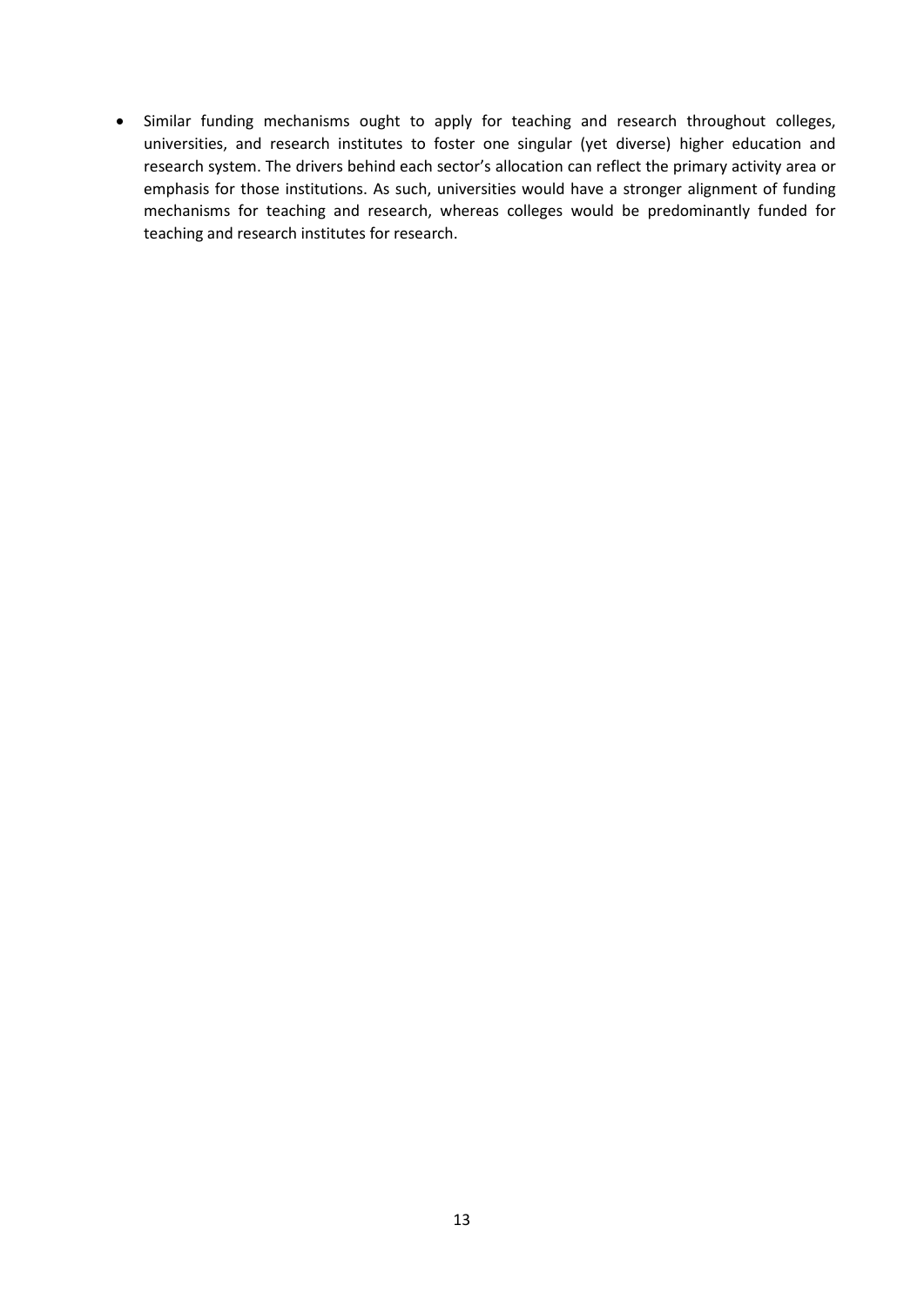- Similar funding mechanisms ought to apply for teaching and research throughout colleges, universities, and research institutes to foster one singular (yet diverse) higher education and research system. The drivers behind each sector's allocation can reflect the primary activity area or emphasis for those institutions. As such, universities would have a stronger alignment of funding mechanisms for teaching and research, whereas colleges would be predominantly funded for teaching and research institutes for research.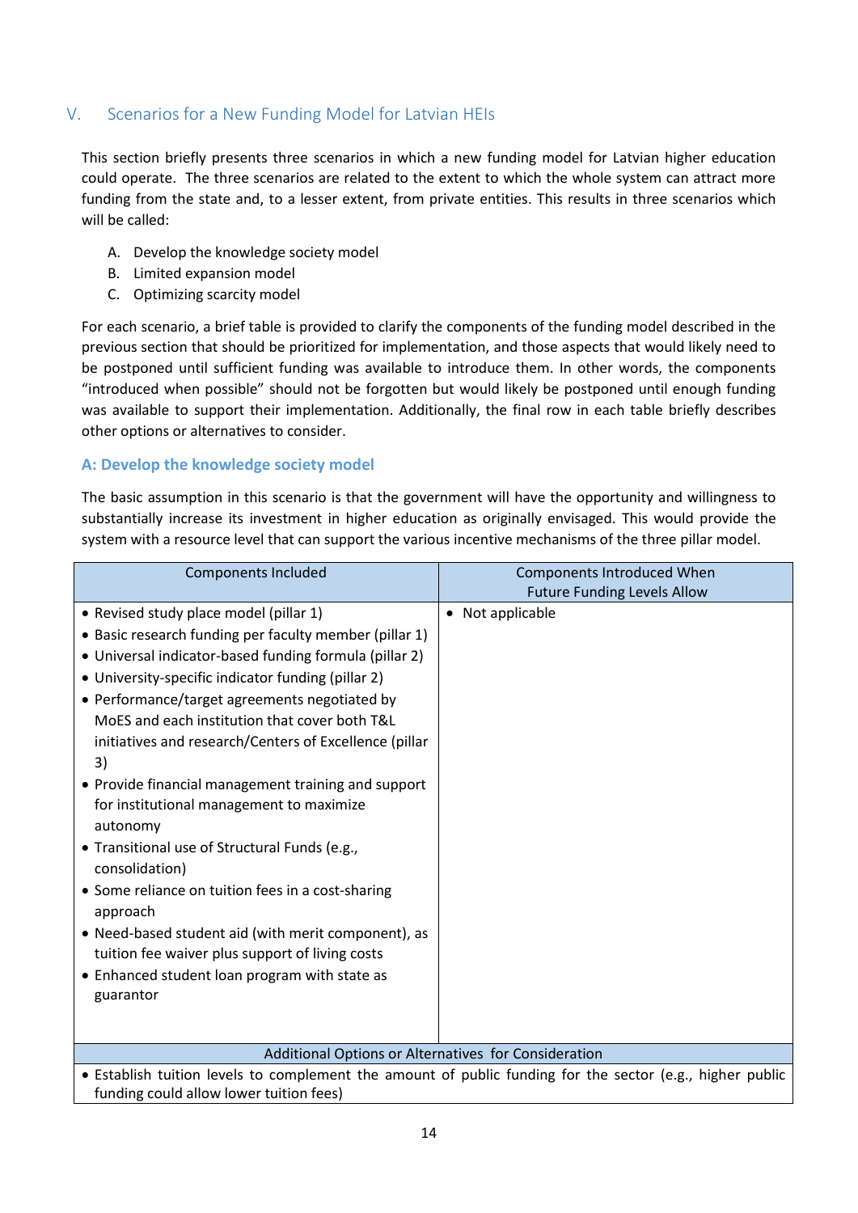## V. Scenarios for a New Funding Model for Latvian HEIs

This section briefly presents three scenarios in which a new funding model for Latvian higher education could operate. The three scenarios are related to the extent to which the whole system can attract more funding from the state and, to a lesser extent, from private entities. This results in three scenarios which will be called:

A. Develop the knowledge society model
B. Limited expansion model
C. Optimizing scarcity model

For each scenario, a brief table is provided to clarify the components of the funding model described in the previous section that should be prioritized for implementation, and those aspects that would likely need to be postponed until sufficient funding was available to introduce them. In other words, the components "introduced when possible" should not be forgotten but would likely be postponed until enough funding was available to support their implementation. Additionally, the final row in each table briefly describes other options or alternatives to consider.

### A: Develop the knowledge society model

The basic assumption in this scenario is that the government will have the opportunity and willingness to substantially increase its investment in higher education as originally envisaged. This would provide the system with a resource level that can support the various incentive mechanisms of the three pillar model.

| Components Included | Components Introduced When Future Funding Levels Allow |
|---|---|
| • Revised study place model (pillar 1)<br>• Basic research funding per faculty member (pillar 1)<br>• Universal indicator-based funding formula (pillar 2)<br>• University-specific indicator funding (pillar 2)<br>• Performance/target agreements negotiated by MoES and each institution that cover both T&L initiatives and research/Centers of Excellence (pillar 3)<br>• Provide financial management training and support for institutional management to maximize autonomy<br>• Transitional use of Structural Funds (e.g., consolidation)<br>• Some reliance on tuition fees in a cost-sharing approach<br>• Need-based student aid (with merit component), as tuition fee waiver plus support of living costs<br>• Enhanced student loan program with state as guarantor | • Not applicable |
| **Additional Options or Alternatives for Consideration** | |
| • Establish tuition levels to complement the amount of public funding for the sector (e.g., higher public funding could allow lower tuition fees) | |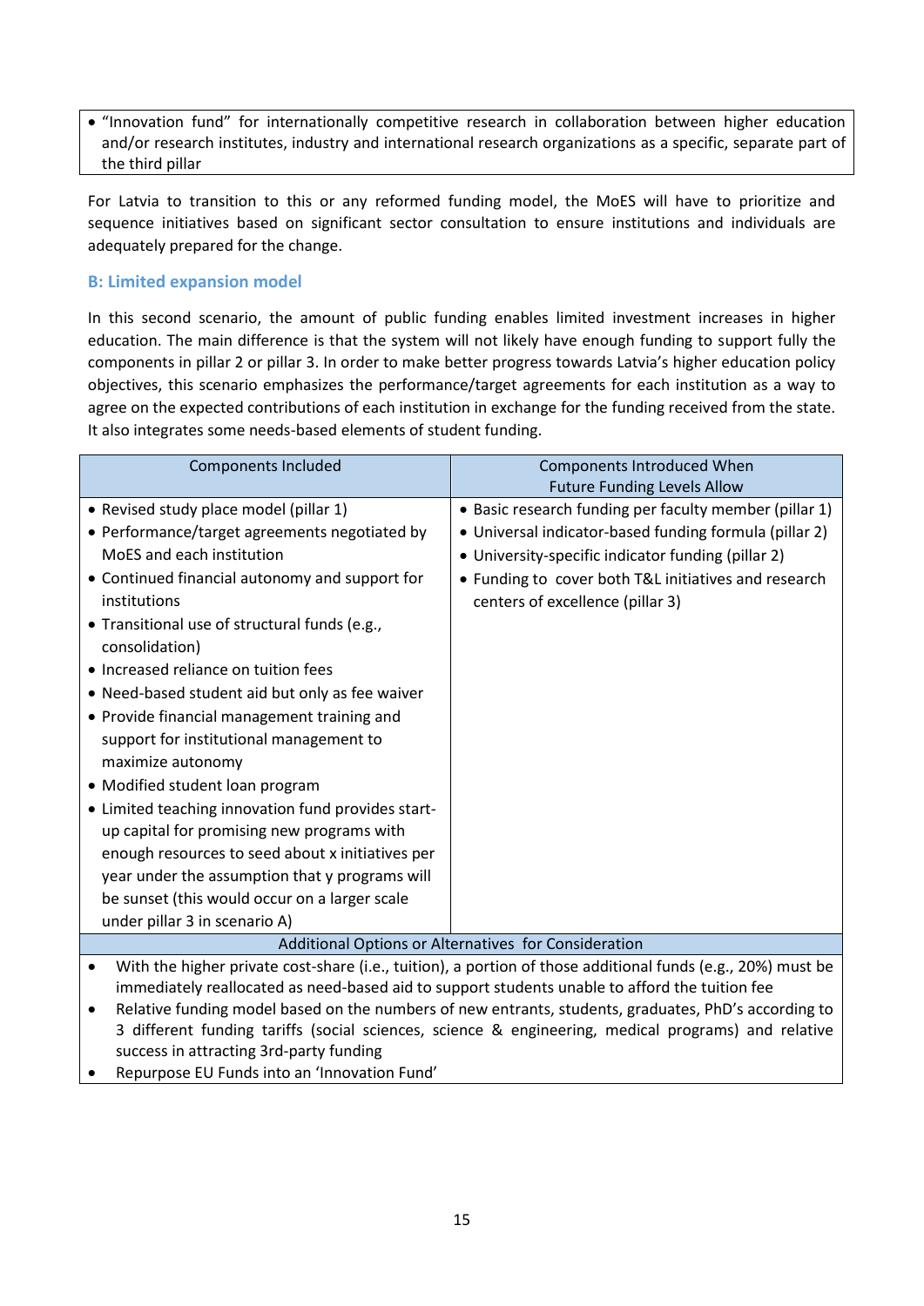- "Innovation fund" for internationally competitive research in collaboration between higher education and/or research institutes, industry and international research organizations as a specific, separate part of the third pillar

For Latvia to transition to this or any reformed funding model, the MoES will have to prioritize and sequence initiatives based on significant sector consultation to ensure institutions and individuals are adequately prepared for the change.

### B: Limited expansion model

In this second scenario, the amount of public funding enables limited investment increases in higher education. The main difference is that the system will not likely have enough funding to support fully the components in pillar 2 or pillar 3. In order to make better progress towards Latvia's higher education policy objectives, this scenario emphasizes the performance/target agreements for each institution as a way to agree on the expected contributions of each institution in exchange for the funding received from the state. It also integrates some needs-based elements of student funding.

| Components Included | Components Introduced When Future Funding Levels Allow |
|---|---|
| • Revised study place model (pillar 1)<br>• Performance/target agreements negotiated by MoES and each institution<br>• Continued financial autonomy and support for institutions<br>• Transitional use of structural funds (e.g., consolidation)<br>• Increased reliance on tuition fees<br>• Need-based student aid but only as fee waiver<br>• Provide financial management training and support for institutional management to maximize autonomy<br>• Modified student loan program<br>• Limited teaching innovation fund provides start-up capital for promising new programs with enough resources to seed about x initiatives per year under the assumption that y programs will be sunset (this would occur on a larger scale under pillar 3 in scenario A) | • Basic research funding per faculty member (pillar 1)<br>• Universal indicator-based funding formula (pillar 2)<br>• University-specific indicator funding (pillar 2)<br>• Funding to cover both T&L initiatives and research centers of excellence (pillar 3) |
| Additional Options or Alternatives for Consideration | |
| • With the higher private cost-share (i.e., tuition), a portion of those additional funds (e.g., 20%) must be immediately reallocated as need-based aid to support students unable to afford the tuition fee<br>• Relative funding model based on the numbers of new entrants, students, graduates, PhD's according to 3 different funding tariffs (social sciences, science & engineering, medical programs) and relative success in attracting 3rd-party funding<br>• Repurpose EU Funds into an 'Innovation Fund' | |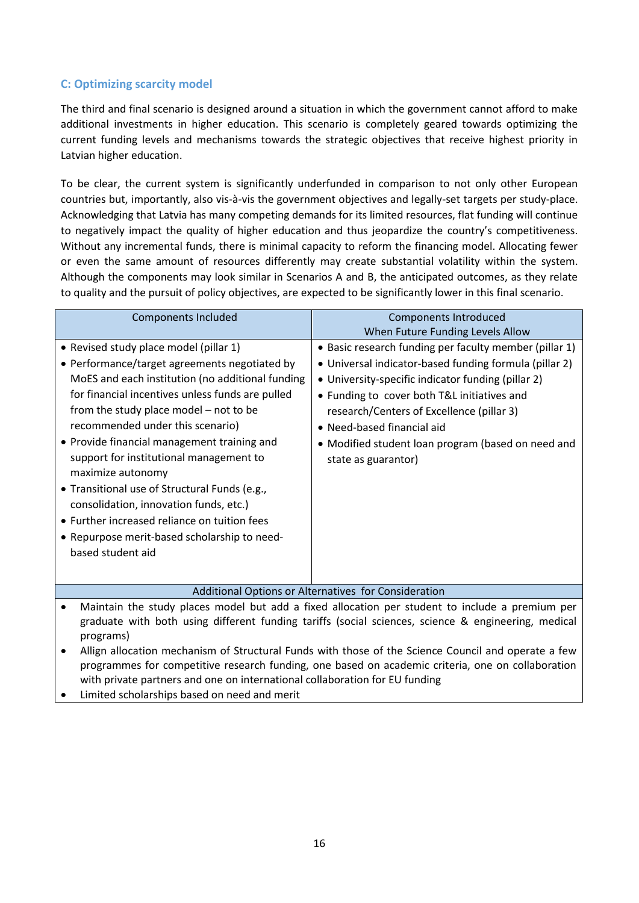### C: Optimizing scarcity model

The third and final scenario is designed around a situation in which the government cannot afford to make additional investments in higher education. This scenario is completely geared towards optimizing the current funding levels and mechanisms towards the strategic objectives that receive highest priority in Latvian higher education.

To be clear, the current system is significantly underfunded in comparison to not only other European countries but, importantly, also vis-à-vis the government objectives and legally-set targets per study-place. Acknowledging that Latvia has many competing demands for its limited resources, flat funding will continue to negatively impact the quality of higher education and thus jeopardize the country's competitiveness. Without any incremental funds, there is minimal capacity to reform the financing model. Allocating fewer or even the same amount of resources differently may create substantial volatility within the system. Although the components may look similar in Scenarios A and B, the anticipated outcomes, as they relate to quality and the pursuit of policy objectives, are expected to be significantly lower in this final scenario.

| Components Included | Components Introduced When Future Funding Levels Allow |
|---|---|
| • Revised study place model (pillar 1)<br>• Performance/target agreements negotiated by MoES and each institution (no additional funding for financial incentives unless funds are pulled from the study place model – not to be recommended under this scenario)<br>• Provide financial management training and support for institutional management to maximize autonomy<br>• Transitional use of Structural Funds (e.g., consolidation, innovation funds, etc.)<br>• Further increased reliance on tuition fees<br>• Repurpose merit-based scholarship to need-based student aid | • Basic research funding per faculty member (pillar 1)<br>• Universal indicator-based funding formula (pillar 2)<br>• University-specific indicator funding (pillar 2)<br>• Funding to cover both T&L initiatives and research/Centers of Excellence (pillar 3)<br>• Need-based financial aid<br>• Modified student loan program (based on need and state as guarantor) |
| **Additional Options or Alternatives for Consideration** | |
| • Maintain the study places model but add a fixed allocation per student to include a premium per graduate with both using different funding tariffs (social sciences, science & engineering, medical programs)<br>• Allign allocation mechanism of Structural Funds with those of the Science Council and operate a few programmes for competitive research funding, one based on academic criteria, one on collaboration with private partners and one on international collaboration for EU funding<br>• Limited scholarships based on need and merit | |